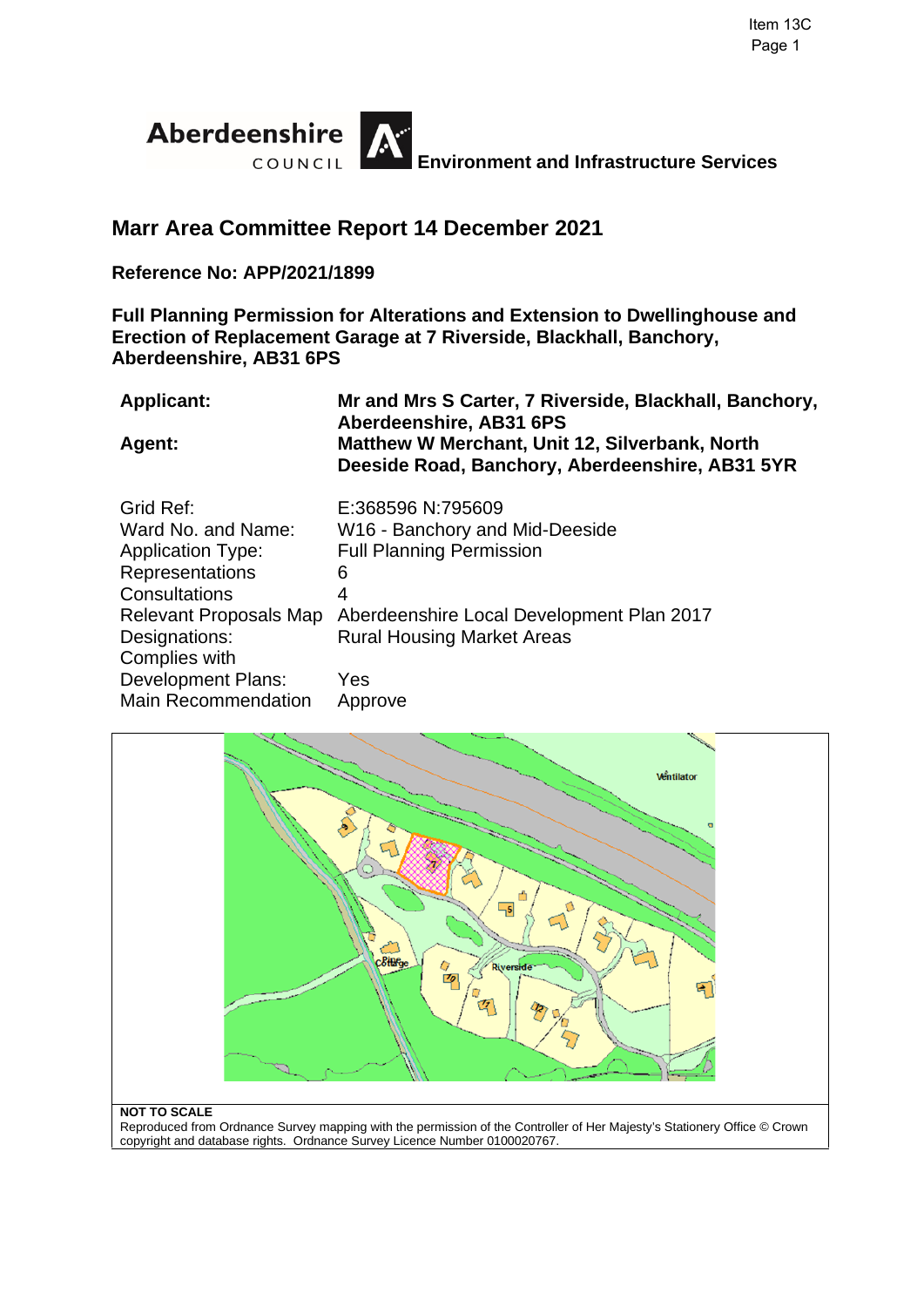Aberdeenshire COUNCIL **Environment and Infrastructure Services**

# Marr Area Committee Report 14 December 2021

**Reference No: APP/2021/1899**

**Full Planning Permission for Alterations and Extension to Dwellinghouse and Erection of Replacement Garage at 7 Riverside, Blackhall, Banchory, Aberdeenshire, AB31 6PS**

| | |
|---|---|
| **Applicant:** | **Mr and Mrs S Carter, 7 Riverside, Blackhall, Banchory, Aberdeenshire, AB31 6PS** |
| **Agent:** | **Matthew W Merchant, Unit 12, Silverbank, North Deeside Road, Banchory, Aberdeenshire, AB31 5YR** |

| | |
|---|---|
| Grid Ref: | E:368596 N:795609 |
| Ward No. and Name: | W16 - Banchory and Mid-Deeside |
| Application Type: | Full Planning Permission |
| Representations | 6 |
| Consultations | 4 |
| Relevant Proposals Map Designations: | Aberdeenshire Local Development Plan 2017 Rural Housing Market Areas |
| Complies with Development Plans: | Yes |
| Main Recommendation | Approve |

**NOT TO SCALE**
Reproduced from Ordnance Survey mapping with the permission of the Controller of Her Majesty's Stationery Office © Crown copyright and database rights. Ordnance Survey Licence Number 0100020767.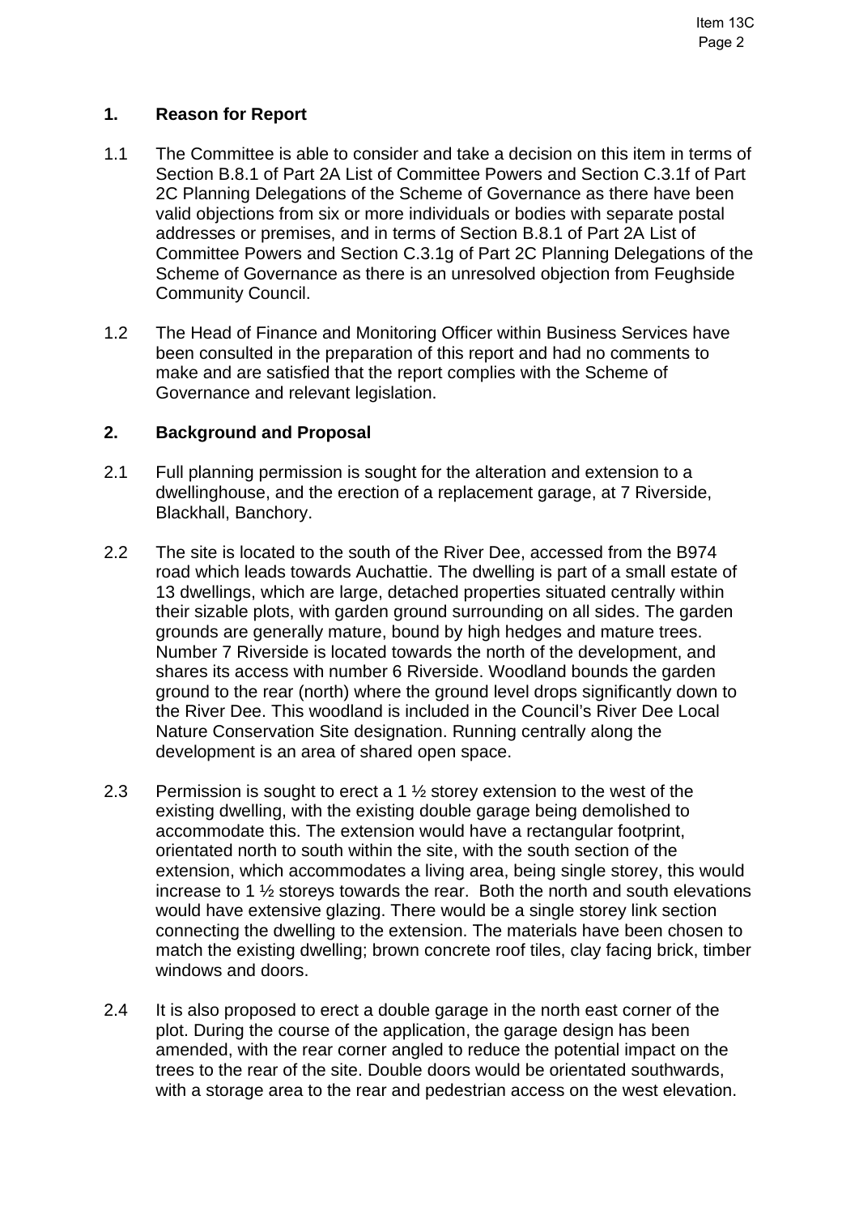## 1. Reason for Report

1.1 The Committee is able to consider and take a decision on this item in terms of Section B.8.1 of Part 2A List of Committee Powers and Section C.3.1f of Part 2C Planning Delegations of the Scheme of Governance as there have been valid objections from six or more individuals or bodies with separate postal addresses or premises, and in terms of Section B.8.1 of Part 2A List of Committee Powers and Section C.3.1g of Part 2C Planning Delegations of the Scheme of Governance as there is an unresolved objection from Feughside Community Council.

1.2 The Head of Finance and Monitoring Officer within Business Services have been consulted in the preparation of this report and had no comments to make and are satisfied that the report complies with the Scheme of Governance and relevant legislation.

## 2. Background and Proposal

2.1 Full planning permission is sought for the alteration and extension to a dwellinghouse, and the erection of a replacement garage, at 7 Riverside, Blackhall, Banchory.

2.2 The site is located to the south of the River Dee, accessed from the B974 road which leads towards Auchattie. The dwelling is part of a small estate of 13 dwellings, which are large, detached properties situated centrally within their sizable plots, with garden ground surrounding on all sides. The garden grounds are generally mature, bound by high hedges and mature trees. Number 7 Riverside is located towards the north of the development, and shares its access with number 6 Riverside. Woodland bounds the garden ground to the rear (north) where the ground level drops significantly down to the River Dee. This woodland is included in the Council's River Dee Local Nature Conservation Site designation. Running centrally along the development is an area of shared open space.

2.3 Permission is sought to erect a 1 ½ storey extension to the west of the existing dwelling, with the existing double garage being demolished to accommodate this. The extension would have a rectangular footprint, orientated north to south within the site, with the south section of the extension, which accommodates a living area, being single storey, this would increase to 1 ½ storeys towards the rear. Both the north and south elevations would have extensive glazing. There would be a single storey link section connecting the dwelling to the extension. The materials have been chosen to match the existing dwelling; brown concrete roof tiles, clay facing brick, timber windows and doors.

2.4 It is also proposed to erect a double garage in the north east corner of the plot. During the course of the application, the garage design has been amended, with the rear corner angled to reduce the potential impact on the trees to the rear of the site. Double doors would be orientated southwards, with a storage area to the rear and pedestrian access on the west elevation.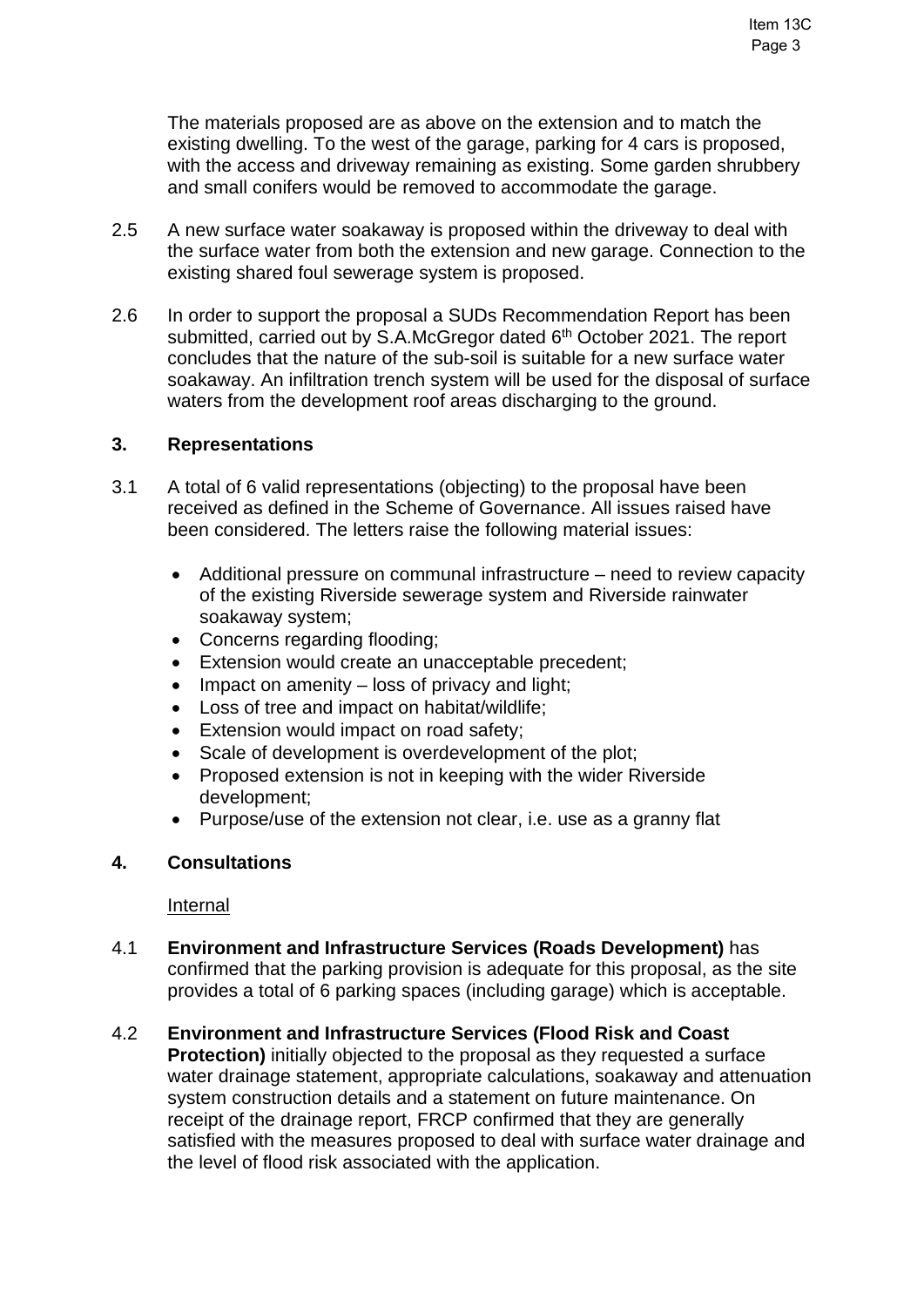The materials proposed are as above on the extension and to match the existing dwelling. To the west of the garage, parking for 4 cars is proposed, with the access and driveway remaining as existing. Some garden shrubbery and small conifers would be removed to accommodate the garage.

2.5 A new surface water soakaway is proposed within the driveway to deal with the surface water from both the extension and new garage. Connection to the existing shared foul sewerage system is proposed.

2.6 In order to support the proposal a SUDs Recommendation Report has been submitted, carried out by S.A.McGregor dated 6th October 2021. The report concludes that the nature of the sub-soil is suitable for a new surface water soakaway. An infiltration trench system will be used for the disposal of surface waters from the development roof areas discharging to the ground.

## 3. Representations

3.1 A total of 6 valid representations (objecting) to the proposal have been received as defined in the Scheme of Governance. All issues raised have been considered. The letters raise the following material issues:

- Additional pressure on communal infrastructure – need to review capacity of the existing Riverside sewerage system and Riverside rainwater soakaway system;
- Concerns regarding flooding;
- Extension would create an unacceptable precedent;
- Impact on amenity – loss of privacy and light;
- Loss of tree and impact on habitat/wildlife;
- Extension would impact on road safety;
- Scale of development is overdevelopment of the plot;
- Proposed extension is not in keeping with the wider Riverside development;
- Purpose/use of the extension not clear, i.e. use as a granny flat

## 4. Consultations

Internal

4.1 **Environment and Infrastructure Services (Roads Development)** has confirmed that the parking provision is adequate for this proposal, as the site provides a total of 6 parking spaces (including garage) which is acceptable.

4.2 **Environment and Infrastructure Services (Flood Risk and Coast Protection)** initially objected to the proposal as they requested a surface water drainage statement, appropriate calculations, soakaway and attenuation system construction details and a statement on future maintenance. On receipt of the drainage report, FRCP confirmed that they are generally satisfied with the measures proposed to deal with surface water drainage and the level of flood risk associated with the application.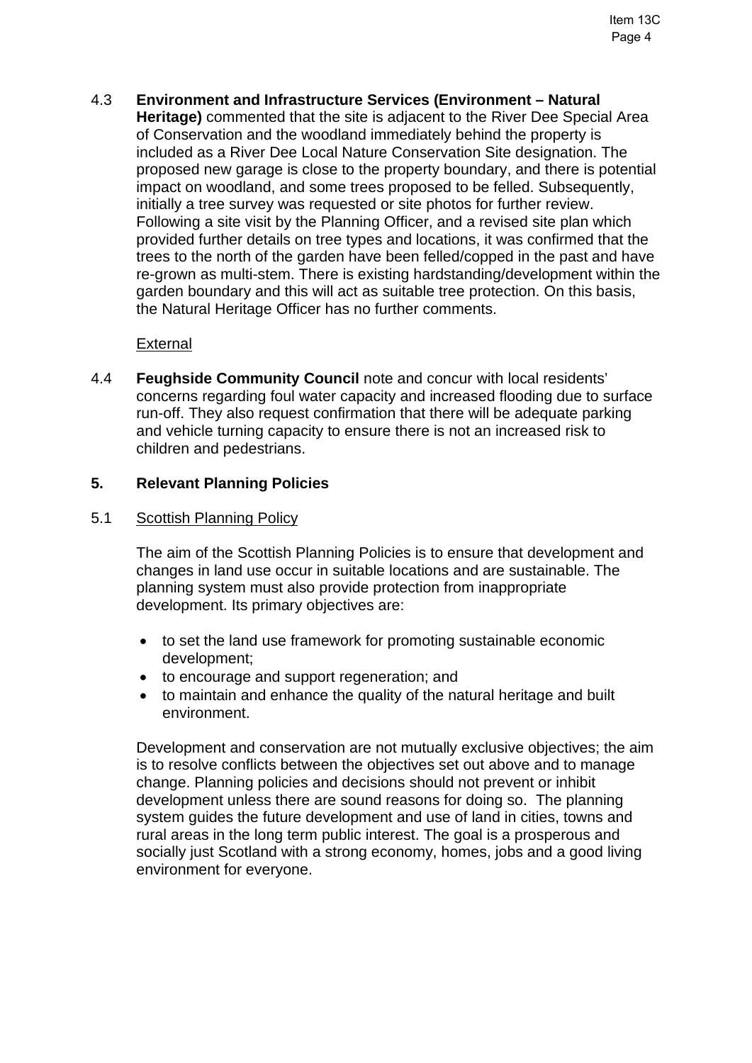4.3 **Environment and Infrastructure Services (Environment – Natural Heritage)** commented that the site is adjacent to the River Dee Special Area of Conservation and the woodland immediately behind the property is included as a River Dee Local Nature Conservation Site designation. The proposed new garage is close to the property boundary, and there is potential impact on woodland, and some trees proposed to be felled. Subsequently, initially a tree survey was requested or site photos for further review. Following a site visit by the Planning Officer, and a revised site plan which provided further details on tree types and locations, it was confirmed that the trees to the north of the garden have been felled/copped in the past and have re-grown as multi-stem. There is existing hardstanding/development within the garden boundary and this will act as suitable tree protection. On this basis, the Natural Heritage Officer has no further comments.

External

4.4 **Feughside Community Council** note and concur with local residents' concerns regarding foul water capacity and increased flooding due to surface run-off. They also request confirmation that there will be adequate parking and vehicle turning capacity to ensure there is not an increased risk to children and pedestrians.

## 5. Relevant Planning Policies

5.1 Scottish Planning Policy

The aim of the Scottish Planning Policies is to ensure that development and changes in land use occur in suitable locations and are sustainable. The planning system must also provide protection from inappropriate development. Its primary objectives are:

- to set the land use framework for promoting sustainable economic development;
- to encourage and support regeneration; and
- to maintain and enhance the quality of the natural heritage and built environment.

Development and conservation are not mutually exclusive objectives; the aim is to resolve conflicts between the objectives set out above and to manage change. Planning policies and decisions should not prevent or inhibit development unless there are sound reasons for doing so. The planning system guides the future development and use of land in cities, towns and rural areas in the long term public interest. The goal is a prosperous and socially just Scotland with a strong economy, homes, jobs and a good living environment for everyone.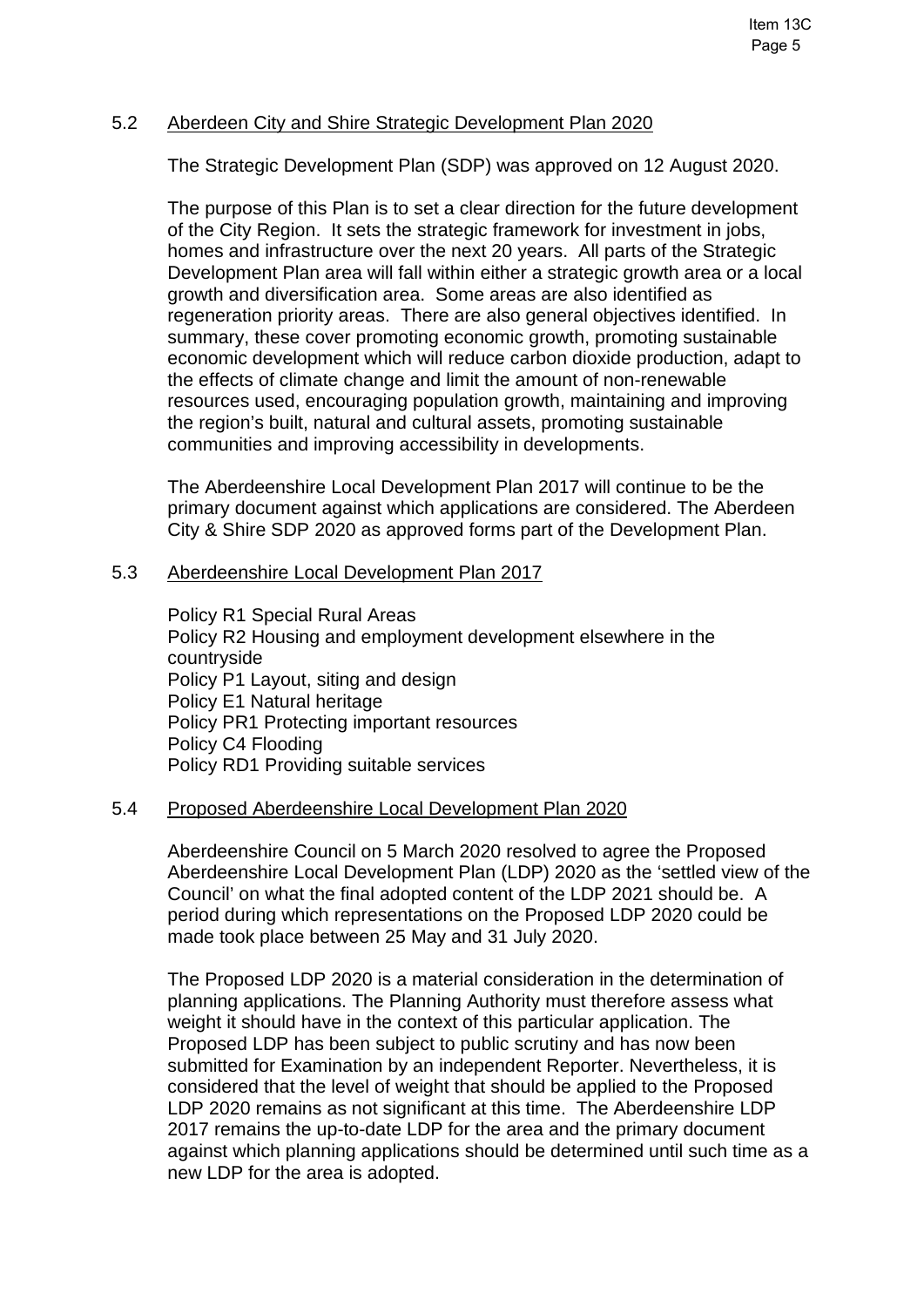## 5.2 Aberdeen City and Shire Strategic Development Plan 2020

The Strategic Development Plan (SDP) was approved on 12 August 2020.

The purpose of this Plan is to set a clear direction for the future development of the City Region. It sets the strategic framework for investment in jobs, homes and infrastructure over the next 20 years. All parts of the Strategic Development Plan area will fall within either a strategic growth area or a local growth and diversification area. Some areas are also identified as regeneration priority areas. There are also general objectives identified. In summary, these cover promoting economic growth, promoting sustainable economic development which will reduce carbon dioxide production, adapt to the effects of climate change and limit the amount of non-renewable resources used, encouraging population growth, maintaining and improving the region's built, natural and cultural assets, promoting sustainable communities and improving accessibility in developments.

The Aberdeenshire Local Development Plan 2017 will continue to be the primary document against which applications are considered. The Aberdeen City & Shire SDP 2020 as approved forms part of the Development Plan.

## 5.3 Aberdeenshire Local Development Plan 2017

Policy R1 Special Rural Areas
Policy R2 Housing and employment development elsewhere in the countryside
Policy P1 Layout, siting and design
Policy E1 Natural heritage
Policy PR1 Protecting important resources
Policy C4 Flooding
Policy RD1 Providing suitable services

## 5.4 Proposed Aberdeenshire Local Development Plan 2020

Aberdeenshire Council on 5 March 2020 resolved to agree the Proposed Aberdeenshire Local Development Plan (LDP) 2020 as the 'settled view of the Council' on what the final adopted content of the LDP 2021 should be. A period during which representations on the Proposed LDP 2020 could be made took place between 25 May and 31 July 2020.

The Proposed LDP 2020 is a material consideration in the determination of planning applications. The Planning Authority must therefore assess what weight it should have in the context of this particular application. The Proposed LDP has been subject to public scrutiny and has now been submitted for Examination by an independent Reporter. Nevertheless, it is considered that the level of weight that should be applied to the Proposed LDP 2020 remains as not significant at this time. The Aberdeenshire LDP 2017 remains the up-to-date LDP for the area and the primary document against which planning applications should be determined until such time as a new LDP for the area is adopted.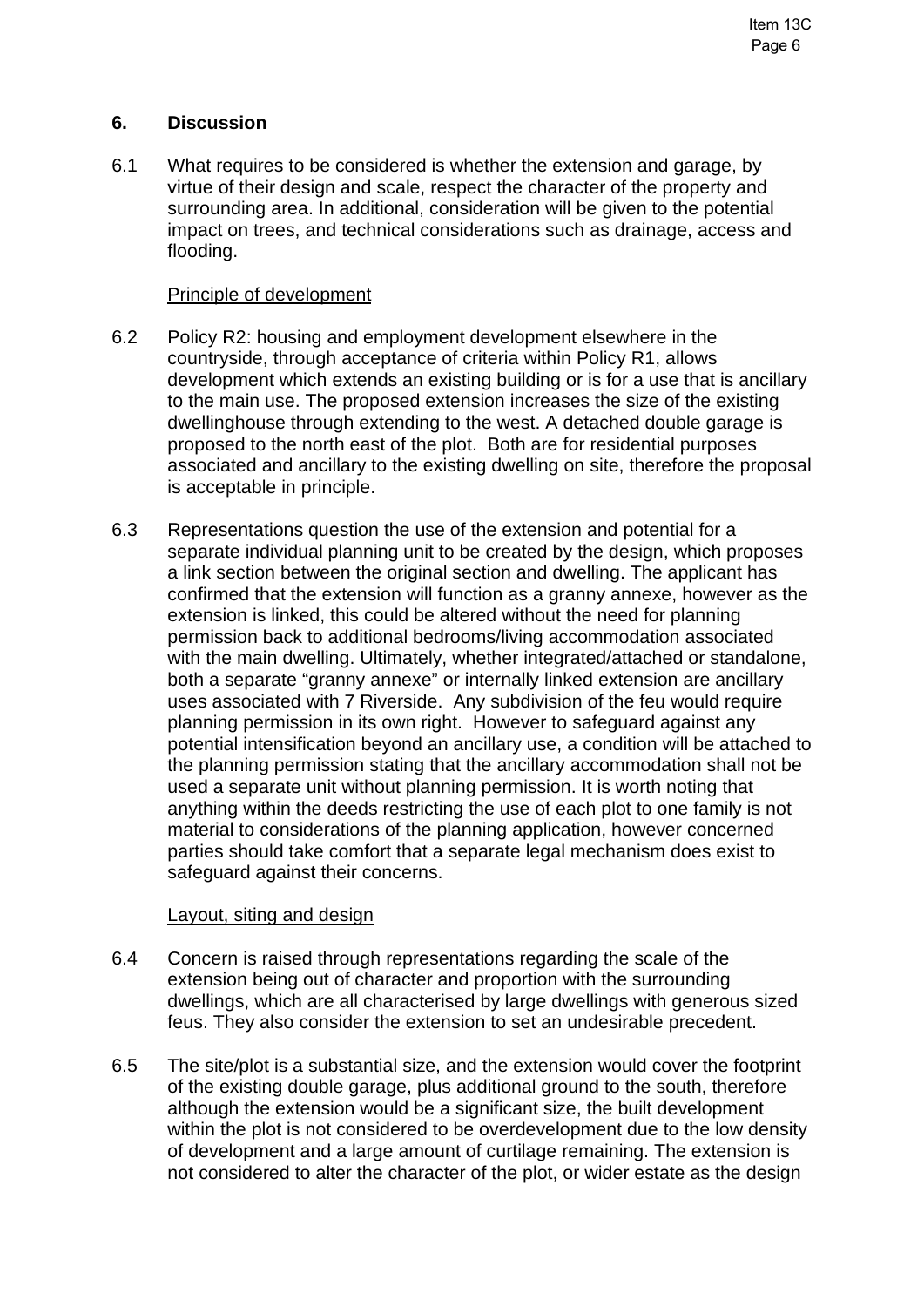## 6. Discussion

6.1 What requires to be considered is whether the extension and garage, by virtue of their design and scale, respect the character of the property and surrounding area. In additional, consideration will be given to the potential impact on trees, and technical considerations such as drainage, access and flooding.

Principle of development

6.2 Policy R2: housing and employment development elsewhere in the countryside, through acceptance of criteria within Policy R1, allows development which extends an existing building or is for a use that is ancillary to the main use. The proposed extension increases the size of the existing dwellinghouse through extending to the west. A detached double garage is proposed to the north east of the plot. Both are for residential purposes associated and ancillary to the existing dwelling on site, therefore the proposal is acceptable in principle.

6.3 Representations question the use of the extension and potential for a separate individual planning unit to be created by the design, which proposes a link section between the original section and dwelling. The applicant has confirmed that the extension will function as a granny annexe, however as the extension is linked, this could be altered without the need for planning permission back to additional bedrooms/living accommodation associated with the main dwelling. Ultimately, whether integrated/attached or standalone, both a separate "granny annexe" or internally linked extension are ancillary uses associated with 7 Riverside. Any subdivision of the feu would require planning permission in its own right. However to safeguard against any potential intensification beyond an ancillary use, a condition will be attached to the planning permission stating that the ancillary accommodation shall not be used a separate unit without planning permission. It is worth noting that anything within the deeds restricting the use of each plot to one family is not material to considerations of the planning application, however concerned parties should take comfort that a separate legal mechanism does exist to safeguard against their concerns.

Layout, siting and design

6.4 Concern is raised through representations regarding the scale of the extension being out of character and proportion with the surrounding dwellings, which are all characterised by large dwellings with generous sized feus. They also consider the extension to set an undesirable precedent.

6.5 The site/plot is a substantial size, and the extension would cover the footprint of the existing double garage, plus additional ground to the south, therefore although the extension would be a significant size, the built development within the plot is not considered to be overdevelopment due to the low density of development and a large amount of curtilage remaining. The extension is not considered to alter the character of the plot, or wider estate as the design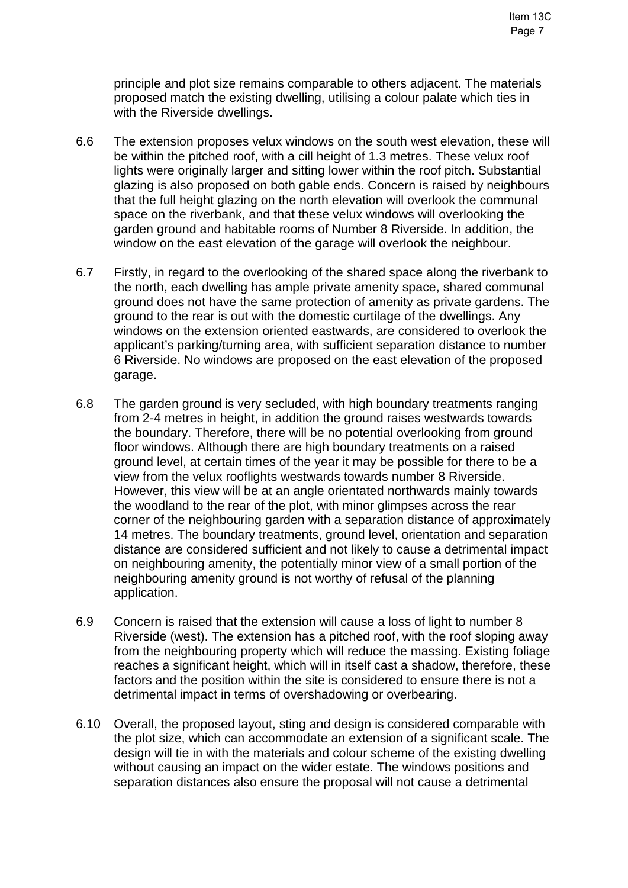principle and plot size remains comparable to others adjacent. The materials proposed match the existing dwelling, utilising a colour palate which ties in with the Riverside dwellings.

6.6 The extension proposes velux windows on the south west elevation, these will be within the pitched roof, with a cill height of 1.3 metres. These velux roof lights were originally larger and sitting lower within the roof pitch. Substantial glazing is also proposed on both gable ends. Concern is raised by neighbours that the full height glazing on the north elevation will overlook the communal space on the riverbank, and that these velux windows will overlooking the garden ground and habitable rooms of Number 8 Riverside. In addition, the window on the east elevation of the garage will overlook the neighbour.

6.7 Firstly, in regard to the overlooking of the shared space along the riverbank to the north, each dwelling has ample private amenity space, shared communal ground does not have the same protection of amenity as private gardens. The ground to the rear is out with the domestic curtilage of the dwellings. Any windows on the extension oriented eastwards, are considered to overlook the applicant's parking/turning area, with sufficient separation distance to number 6 Riverside. No windows are proposed on the east elevation of the proposed garage.

6.8 The garden ground is very secluded, with high boundary treatments ranging from 2-4 metres in height, in addition the ground raises westwards towards the boundary. Therefore, there will be no potential overlooking from ground floor windows. Although there are high boundary treatments on a raised ground level, at certain times of the year it may be possible for there to be a view from the velux rooflights westwards towards number 8 Riverside. However, this view will be at an angle orientated northwards mainly towards the woodland to the rear of the plot, with minor glimpses across the rear corner of the neighbouring garden with a separation distance of approximately 14 metres. The boundary treatments, ground level, orientation and separation distance are considered sufficient and not likely to cause a detrimental impact on neighbouring amenity, the potentially minor view of a small portion of the neighbouring amenity ground is not worthy of refusal of the planning application.

6.9 Concern is raised that the extension will cause a loss of light to number 8 Riverside (west). The extension has a pitched roof, with the roof sloping away from the neighbouring property which will reduce the massing. Existing foliage reaches a significant height, which will in itself cast a shadow, therefore, these factors and the position within the site is considered to ensure there is not a detrimental impact in terms of overshadowing or overbearing.

6.10 Overall, the proposed layout, sting and design is considered comparable with the plot size, which can accommodate an extension of a significant scale. The design will tie in with the materials and colour scheme of the existing dwelling without causing an impact on the wider estate. The windows positions and separation distances also ensure the proposal will not cause a detrimental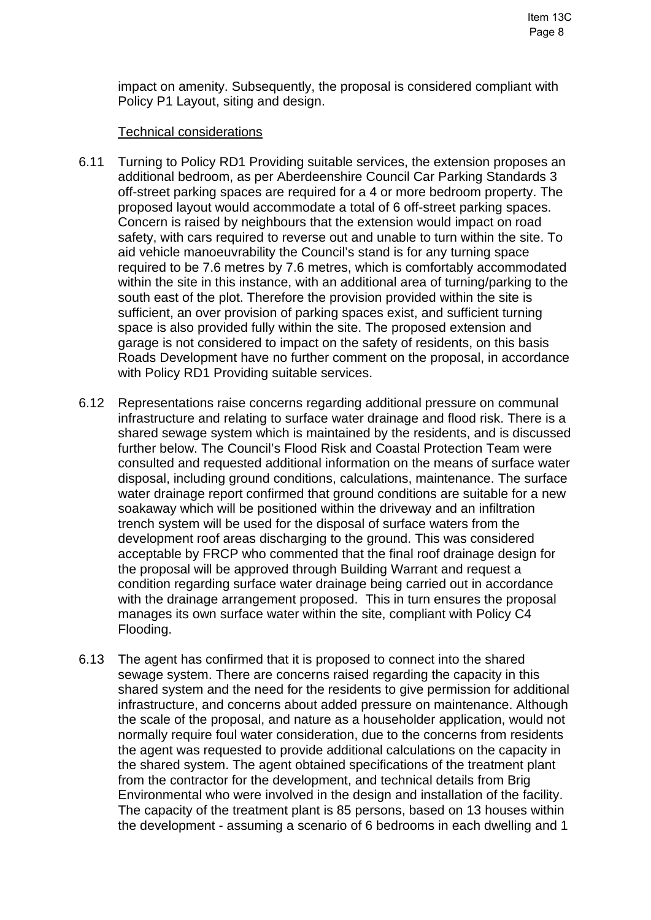impact on amenity. Subsequently, the proposal is considered compliant with Policy P1 Layout, siting and design.

Technical considerations

6.11 Turning to Policy RD1 Providing suitable services, the extension proposes an additional bedroom, as per Aberdeenshire Council Car Parking Standards 3 off-street parking spaces are required for a 4 or more bedroom property. The proposed layout would accommodate a total of 6 off-street parking spaces. Concern is raised by neighbours that the extension would impact on road safety, with cars required to reverse out and unable to turn within the site. To aid vehicle manoeuvrability the Council's stand is for any turning space required to be 7.6 metres by 7.6 metres, which is comfortably accommodated within the site in this instance, with an additional area of turning/parking to the south east of the plot. Therefore the provision provided within the site is sufficient, an over provision of parking spaces exist, and sufficient turning space is also provided fully within the site. The proposed extension and garage is not considered to impact on the safety of residents, on this basis Roads Development have no further comment on the proposal, in accordance with Policy RD1 Providing suitable services.

6.12 Representations raise concerns regarding additional pressure on communal infrastructure and relating to surface water drainage and flood risk. There is a shared sewage system which is maintained by the residents, and is discussed further below. The Council's Flood Risk and Coastal Protection Team were consulted and requested additional information on the means of surface water disposal, including ground conditions, calculations, maintenance. The surface water drainage report confirmed that ground conditions are suitable for a new soakaway which will be positioned within the driveway and an infiltration trench system will be used for the disposal of surface waters from the development roof areas discharging to the ground. This was considered acceptable by FRCP who commented that the final roof drainage design for the proposal will be approved through Building Warrant and request a condition regarding surface water drainage being carried out in accordance with the drainage arrangement proposed. This in turn ensures the proposal manages its own surface water within the site, compliant with Policy C4 Flooding.

6.13 The agent has confirmed that it is proposed to connect into the shared sewage system. There are concerns raised regarding the capacity in this shared system and the need for the residents to give permission for additional infrastructure, and concerns about added pressure on maintenance. Although the scale of the proposal, and nature as a householder application, would not normally require foul water consideration, due to the concerns from residents the agent was requested to provide additional calculations on the capacity in the shared system. The agent obtained specifications of the treatment plant from the contractor for the development, and technical details from Brig Environmental who were involved in the design and installation of the facility. The capacity of the treatment plant is 85 persons, based on 13 houses within the development - assuming a scenario of 6 bedrooms in each dwelling and 1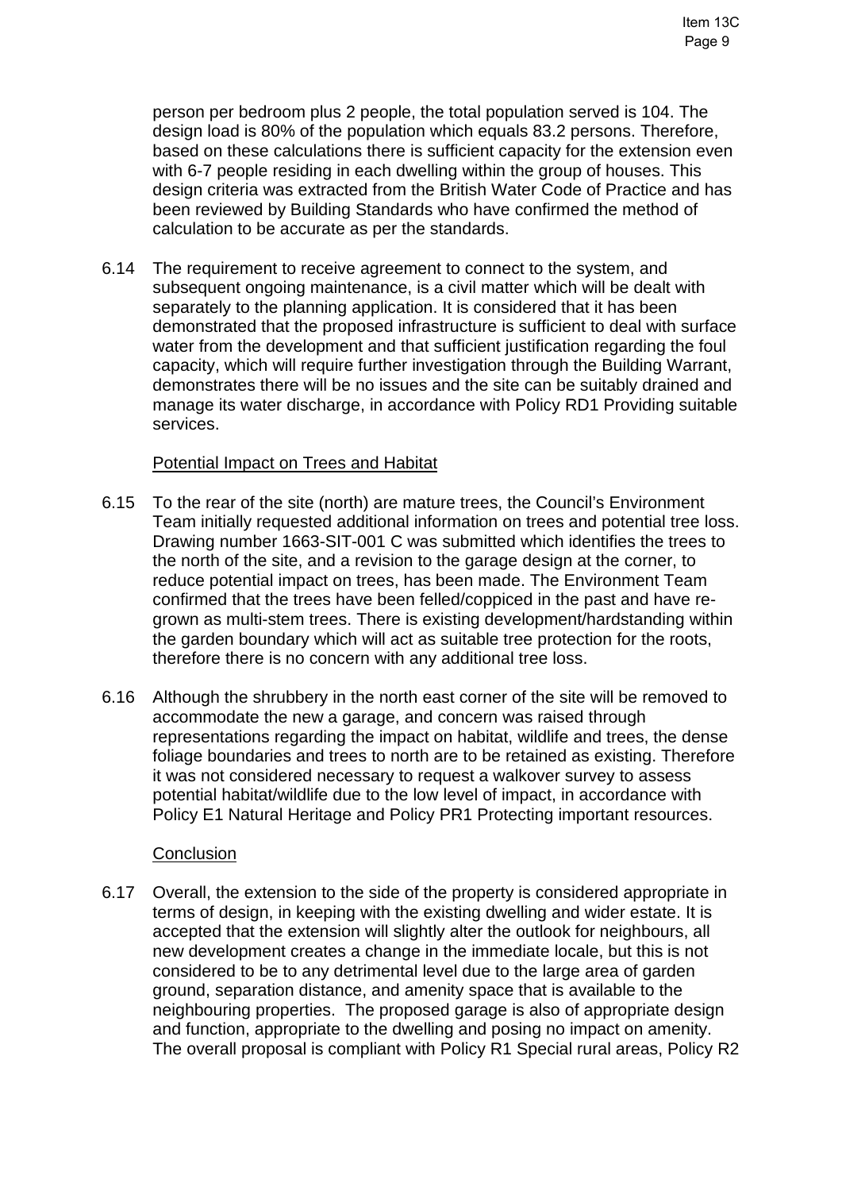person per bedroom plus 2 people, the total population served is 104. The design load is 80% of the population which equals 83.2 persons. Therefore, based on these calculations there is sufficient capacity for the extension even with 6-7 people residing in each dwelling within the group of houses. This design criteria was extracted from the British Water Code of Practice and has been reviewed by Building Standards who have confirmed the method of calculation to be accurate as per the standards.

6.14 The requirement to receive agreement to connect to the system, and subsequent ongoing maintenance, is a civil matter which will be dealt with separately to the planning application. It is considered that it has been demonstrated that the proposed infrastructure is sufficient to deal with surface water from the development and that sufficient justification regarding the foul capacity, which will require further investigation through the Building Warrant, demonstrates there will be no issues and the site can be suitably drained and manage its water discharge, in accordance with Policy RD1 Providing suitable services.

Potential Impact on Trees and Habitat

6.15 To the rear of the site (north) are mature trees, the Council's Environment Team initially requested additional information on trees and potential tree loss. Drawing number 1663-SIT-001 C was submitted which identifies the trees to the north of the site, and a revision to the garage design at the corner, to reduce potential impact on trees, has been made. The Environment Team confirmed that the trees have been felled/coppiced in the past and have re-grown as multi-stem trees. There is existing development/hardstanding within the garden boundary which will act as suitable tree protection for the roots, therefore there is no concern with any additional tree loss.

6.16 Although the shrubbery in the north east corner of the site will be removed to accommodate the new a garage, and concern was raised through representations regarding the impact on habitat, wildlife and trees, the dense foliage boundaries and trees to north are to be retained as existing. Therefore it was not considered necessary to request a walkover survey to assess potential habitat/wildlife due to the low level of impact, in accordance with Policy E1 Natural Heritage and Policy PR1 Protecting important resources.

Conclusion

6.17 Overall, the extension to the side of the property is considered appropriate in terms of design, in keeping with the existing dwelling and wider estate. It is accepted that the extension will slightly alter the outlook for neighbours, all new development creates a change in the immediate locale, but this is not considered to be to any detrimental level due to the large area of garden ground, separation distance, and amenity space that is available to the neighbouring properties. The proposed garage is also of appropriate design and function, appropriate to the dwelling and posing no impact on amenity. The overall proposal is compliant with Policy R1 Special rural areas, Policy R2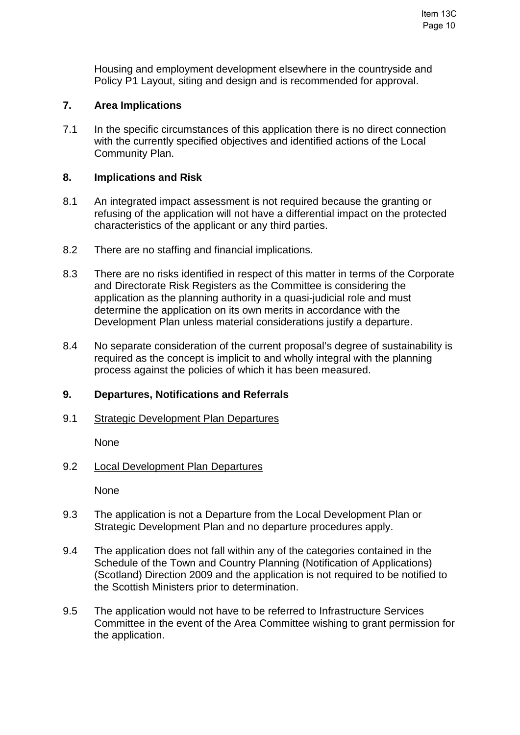Housing and employment development elsewhere in the countryside and Policy P1 Layout, siting and design and is recommended for approval.

## 7. Area Implications

7.1 In the specific circumstances of this application there is no direct connection with the currently specified objectives and identified actions of the Local Community Plan.

## 8. Implications and Risk

8.1 An integrated impact assessment is not required because the granting or refusing of the application will not have a differential impact on the protected characteristics of the applicant or any third parties.

8.2 There are no staffing and financial implications.

8.3 There are no risks identified in respect of this matter in terms of the Corporate and Directorate Risk Registers as the Committee is considering the application as the planning authority in a quasi-judicial role and must determine the application on its own merits in accordance with the Development Plan unless material considerations justify a departure.

8.4 No separate consideration of the current proposal's degree of sustainability is required as the concept is implicit to and wholly integral with the planning process against the policies of which it has been measured.

## 9. Departures, Notifications and Referrals

9.1 Strategic Development Plan Departures

None

9.2 Local Development Plan Departures

None

9.3 The application is not a Departure from the Local Development Plan or Strategic Development Plan and no departure procedures apply.

9.4 The application does not fall within any of the categories contained in the Schedule of the Town and Country Planning (Notification of Applications) (Scotland) Direction 2009 and the application is not required to be notified to the Scottish Ministers prior to determination.

9.5 The application would not have to be referred to Infrastructure Services Committee in the event of the Area Committee wishing to grant permission for the application.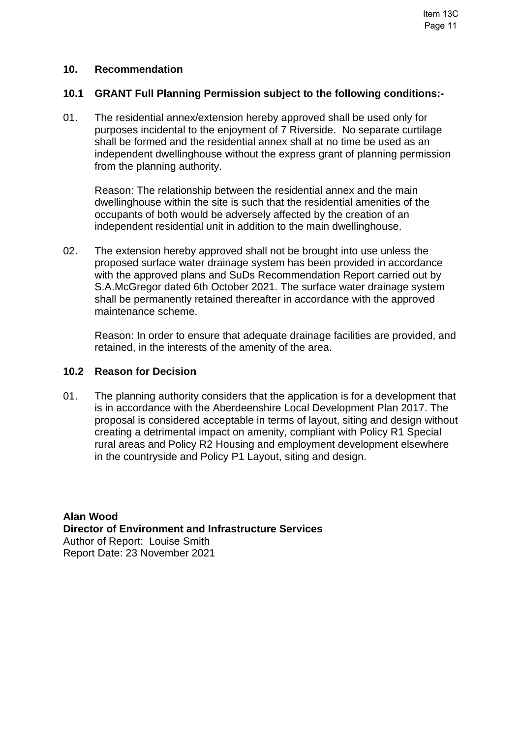## 10. Recommendation

### 10.1 GRANT Full Planning Permission subject to the following conditions:-

01. The residential annex/extension hereby approved shall be used only for purposes incidental to the enjoyment of 7 Riverside. No separate curtilage shall be formed and the residential annex shall at no time be used as an independent dwellinghouse without the express grant of planning permission from the planning authority.

    Reason: The relationship between the residential annex and the main dwellinghouse within the site is such that the residential amenities of the occupants of both would be adversely affected by the creation of an independent residential unit in addition to the main dwellinghouse.

02. The extension hereby approved shall not be brought into use unless the proposed surface water drainage system has been provided in accordance with the approved plans and SuDs Recommendation Report carried out by S.A.McGregor dated 6th October 2021. The surface water drainage system shall be permanently retained thereafter in accordance with the approved maintenance scheme.

    Reason: In order to ensure that adequate drainage facilities are provided, and retained, in the interests of the amenity of the area.

### 10.2 Reason for Decision

01. The planning authority considers that the application is for a development that is in accordance with the Aberdeenshire Local Development Plan 2017. The proposal is considered acceptable in terms of layout, siting and design without creating a detrimental impact on amenity, compliant with Policy R1 Special rural areas and Policy R2 Housing and employment development elsewhere in the countryside and Policy P1 Layout, siting and design.

**Alan Wood**
**Director of Environment and Infrastructure Services**
Author of Report: Louise Smith
Report Date: 23 November 2021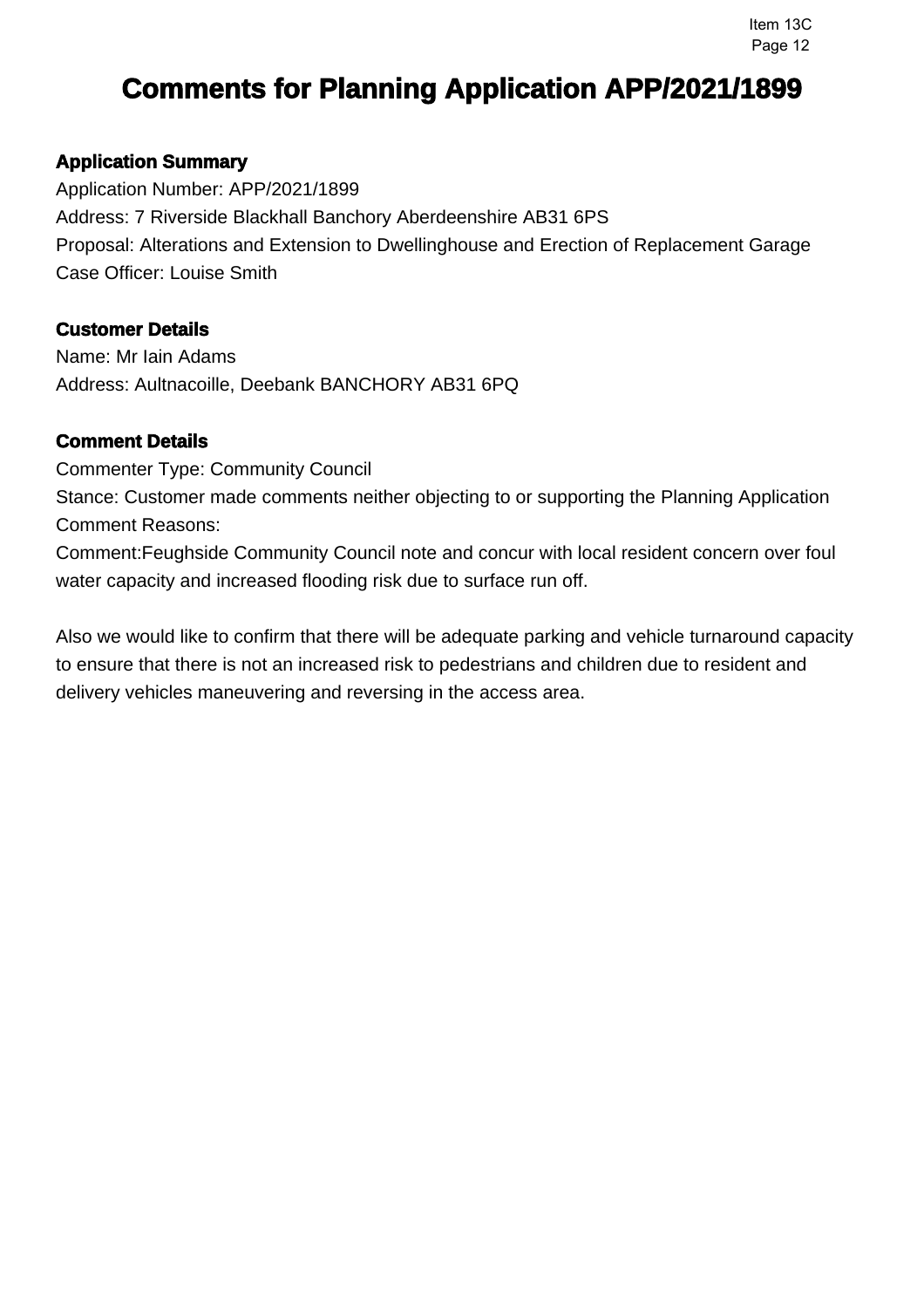# Comments for Planning Application APP/2021/1899

### Application Summary

Application Number: APP/2021/1899
Address: 7 Riverside Blackhall Banchory Aberdeenshire AB31 6PS
Proposal: Alterations and Extension to Dwellinghouse and Erection of Replacement Garage
Case Officer: Louise Smith

### Customer Details

Name: Mr Iain Adams
Address: Aultnacoille, Deebank BANCHORY AB31 6PQ

### Comment Details

Commenter Type: Community Council
Stance: Customer made comments neither objecting to or supporting the Planning Application
Comment Reasons:
Comment:Feughside Community Council note and concur with local resident concern over foul water capacity and increased flooding risk due to surface run off.

Also we would like to confirm that there will be adequate parking and vehicle turnaround capacity to ensure that there is not an increased risk to pedestrians and children due to resident and delivery vehicles maneuvering and reversing in the access area.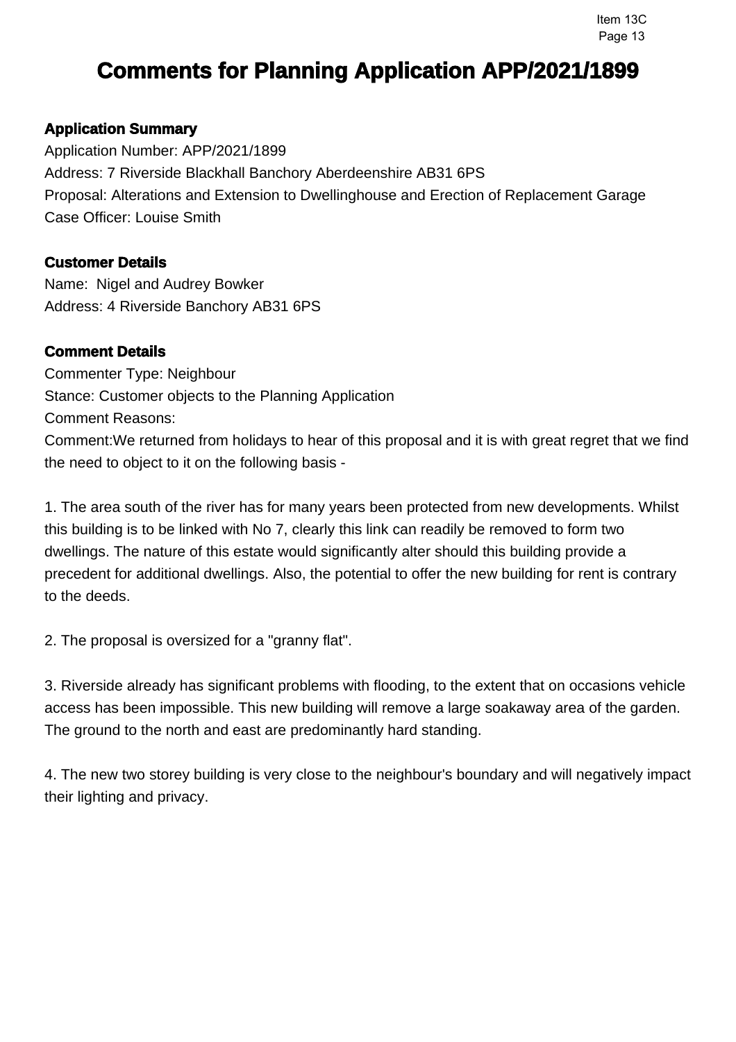# Comments for Planning Application APP/2021/1899

### Application Summary

Application Number: APP/2021/1899
Address: 7 Riverside Blackhall Banchory Aberdeenshire AB31 6PS
Proposal: Alterations and Extension to Dwellinghouse and Erection of Replacement Garage
Case Officer: Louise Smith

### Customer Details

Name: Nigel and Audrey Bowker
Address: 4 Riverside Banchory AB31 6PS

### Comment Details

Commenter Type: Neighbour
Stance: Customer objects to the Planning Application
Comment Reasons:
Comment:We returned from holidays to hear of this proposal and it is with great regret that we find the need to object to it on the following basis -

1. The area south of the river has for many years been protected from new developments. Whilst this building is to be linked with No 7, clearly this link can readily be removed to form two dwellings. The nature of this estate would significantly alter should this building provide a precedent for additional dwellings. Also, the potential to offer the new building for rent is contrary to the deeds.

2. The proposal is oversized for a "granny flat".

3. Riverside already has significant problems with flooding, to the extent that on occasions vehicle access has been impossible. This new building will remove a large soakaway area of the garden. The ground to the north and east are predominantly hard standing.

4. The new two storey building is very close to the neighbour's boundary and will negatively impact their lighting and privacy.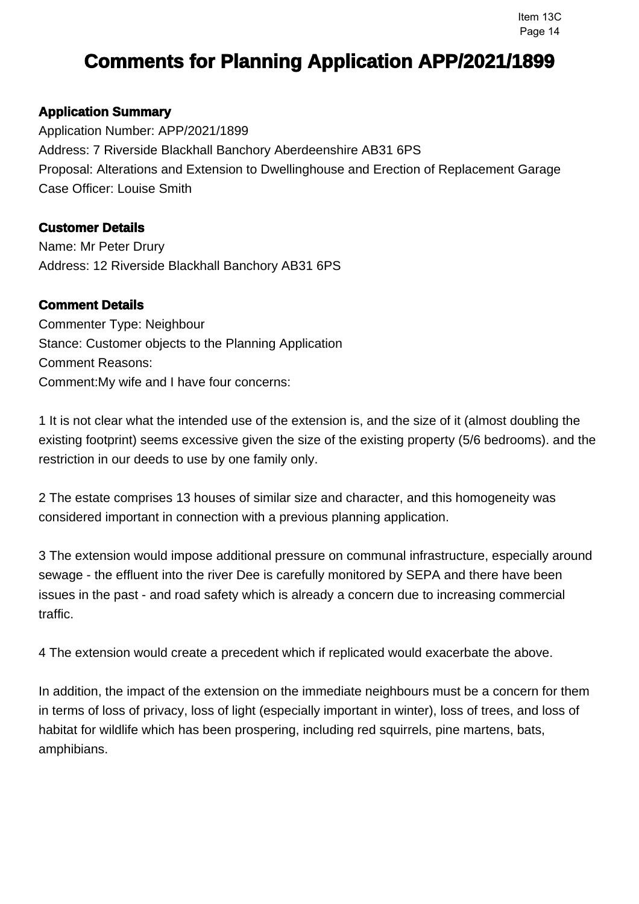# Comments for Planning Application APP/2021/1899

### Application Summary

Application Number: APP/2021/1899
Address: 7 Riverside Blackhall Banchory Aberdeenshire AB31 6PS
Proposal: Alterations and Extension to Dwellinghouse and Erection of Replacement Garage
Case Officer: Louise Smith

### Customer Details

Name: Mr Peter Drury
Address: 12 Riverside Blackhall Banchory AB31 6PS

### Comment Details

Commenter Type: Neighbour
Stance: Customer objects to the Planning Application
Comment Reasons:
Comment:My wife and I have four concerns:

1 It is not clear what the intended use of the extension is, and the size of it (almost doubling the existing footprint) seems excessive given the size of the existing property (5/6 bedrooms). and the restriction in our deeds to use by one family only.

2 The estate comprises 13 houses of similar size and character, and this homogeneity was considered important in connection with a previous planning application.

3 The extension would impose additional pressure on communal infrastructure, especially around sewage - the effluent into the river Dee is carefully monitored by SEPA and there have been issues in the past - and road safety which is already a concern due to increasing commercial traffic.

4 The extension would create a precedent which if replicated would exacerbate the above.

In addition, the impact of the extension on the immediate neighbours must be a concern for them in terms of loss of privacy, loss of light (especially important in winter), loss of trees, and loss of habitat for wildlife which has been prospering, including red squirrels, pine martens, bats, amphibians.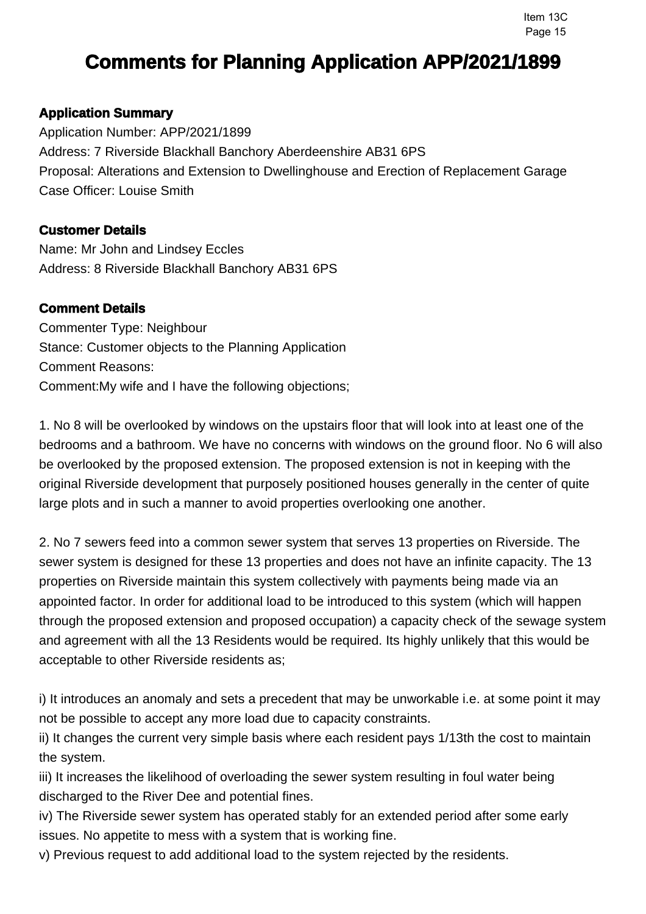# Comments for Planning Application APP/2021/1899

### Application Summary

Application Number: APP/2021/1899
Address: 7 Riverside Blackhall Banchory Aberdeenshire AB31 6PS
Proposal: Alterations and Extension to Dwellinghouse and Erection of Replacement Garage
Case Officer: Louise Smith

### Customer Details

Name: Mr John and Lindsey Eccles
Address: 8 Riverside Blackhall Banchory AB31 6PS

### Comment Details

Commenter Type: Neighbour
Stance: Customer objects to the Planning Application
Comment Reasons:
Comment:My wife and I have the following objections;

1. No 8 will be overlooked by windows on the upstairs floor that will look into at least one of the bedrooms and a bathroom. We have no concerns with windows on the ground floor. No 6 will also be overlooked by the proposed extension. The proposed extension is not in keeping with the original Riverside development that purposely positioned houses generally in the center of quite large plots and in such a manner to avoid properties overlooking one another.

2. No 7 sewers feed into a common sewer system that serves 13 properties on Riverside. The sewer system is designed for these 13 properties and does not have an infinite capacity. The 13 properties on Riverside maintain this system collectively with payments being made via an appointed factor. In order for additional load to be introduced to this system (which will happen through the proposed extension and proposed occupation) a capacity check of the sewage system and agreement with all the 13 Residents would be required. Its highly unlikely that this would be acceptable to other Riverside residents as;

i) It introduces an anomaly and sets a precedent that may be unworkable i.e. at some point it may not be possible to accept any more load due to capacity constraints.
ii) It changes the current very simple basis where each resident pays 1/13th the cost to maintain the system.
iii) It increases the likelihood of overloading the sewer system resulting in foul water being discharged to the River Dee and potential fines.
iv) The Riverside sewer system has operated stably for an extended period after some early issues. No appetite to mess with a system that is working fine.
v) Previous request to add additional load to the system rejected by the residents.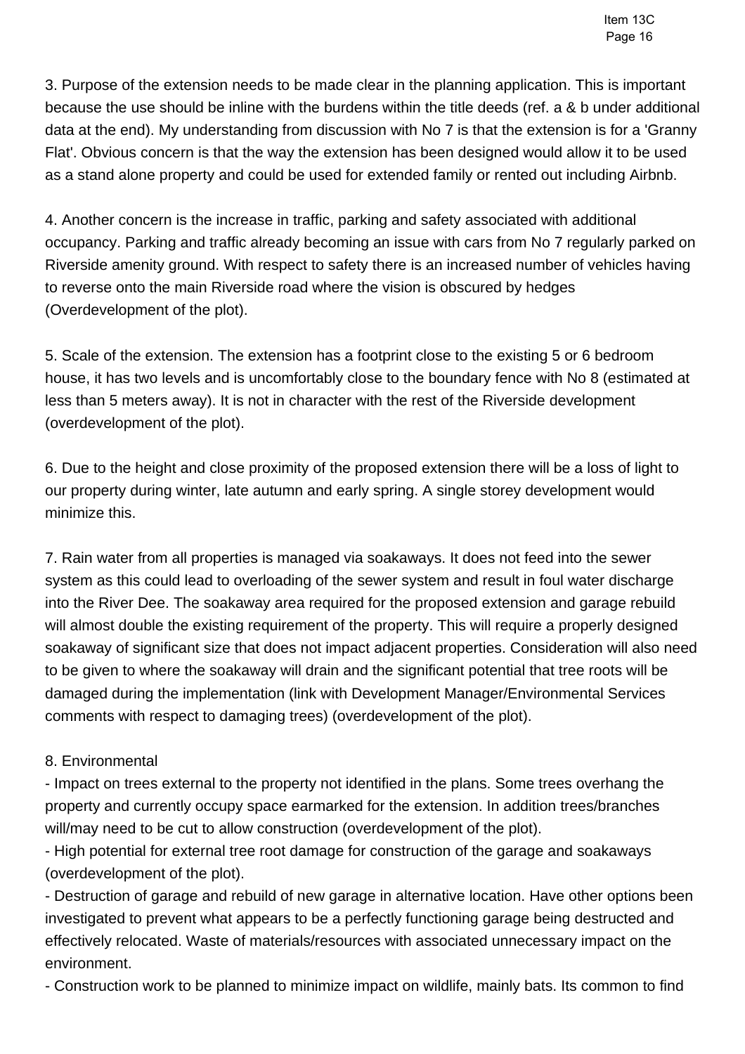3. Purpose of the extension needs to be made clear in the planning application. This is important because the use should be inline with the burdens within the title deeds (ref. a & b under additional data at the end). My understanding from discussion with No 7 is that the extension is for a 'Granny Flat'. Obvious concern is that the way the extension has been designed would allow it to be used as a stand alone property and could be used for extended family or rented out including Airbnb.

4. Another concern is the increase in traffic, parking and safety associated with additional occupancy. Parking and traffic already becoming an issue with cars from No 7 regularly parked on Riverside amenity ground. With respect to safety there is an increased number of vehicles having to reverse onto the main Riverside road where the vision is obscured by hedges (Overdevelopment of the plot).

5. Scale of the extension. The extension has a footprint close to the existing 5 or 6 bedroom house, it has two levels and is uncomfortably close to the boundary fence with No 8 (estimated at less than 5 meters away). It is not in character with the rest of the Riverside development (overdevelopment of the plot).

6. Due to the height and close proximity of the proposed extension there will be a loss of light to our property during winter, late autumn and early spring. A single storey development would minimize this.

7. Rain water from all properties is managed via soakaways. It does not feed into the sewer system as this could lead to overloading of the sewer system and result in foul water discharge into the River Dee. The soakaway area required for the proposed extension and garage rebuild will almost double the existing requirement of the property. This will require a properly designed soakaway of significant size that does not impact adjacent properties. Consideration will also need to be given to where the soakaway will drain and the significant potential that tree roots will be damaged during the implementation (link with Development Manager/Environmental Services comments with respect to damaging trees) (overdevelopment of the plot).

8. Environmental
- Impact on trees external to the property not identified in the plans. Some trees overhang the property and currently occupy space earmarked for the extension. In addition trees/branches will/may need to be cut to allow construction (overdevelopment of the plot).
- High potential for external tree root damage for construction of the garage and soakaways (overdevelopment of the plot).
- Destruction of garage and rebuild of new garage in alternative location. Have other options been investigated to prevent what appears to be a perfectly functioning garage being destructed and effectively relocated. Waste of materials/resources with associated unnecessary impact on the environment.
- Construction work to be planned to minimize impact on wildlife, mainly bats. Its common to find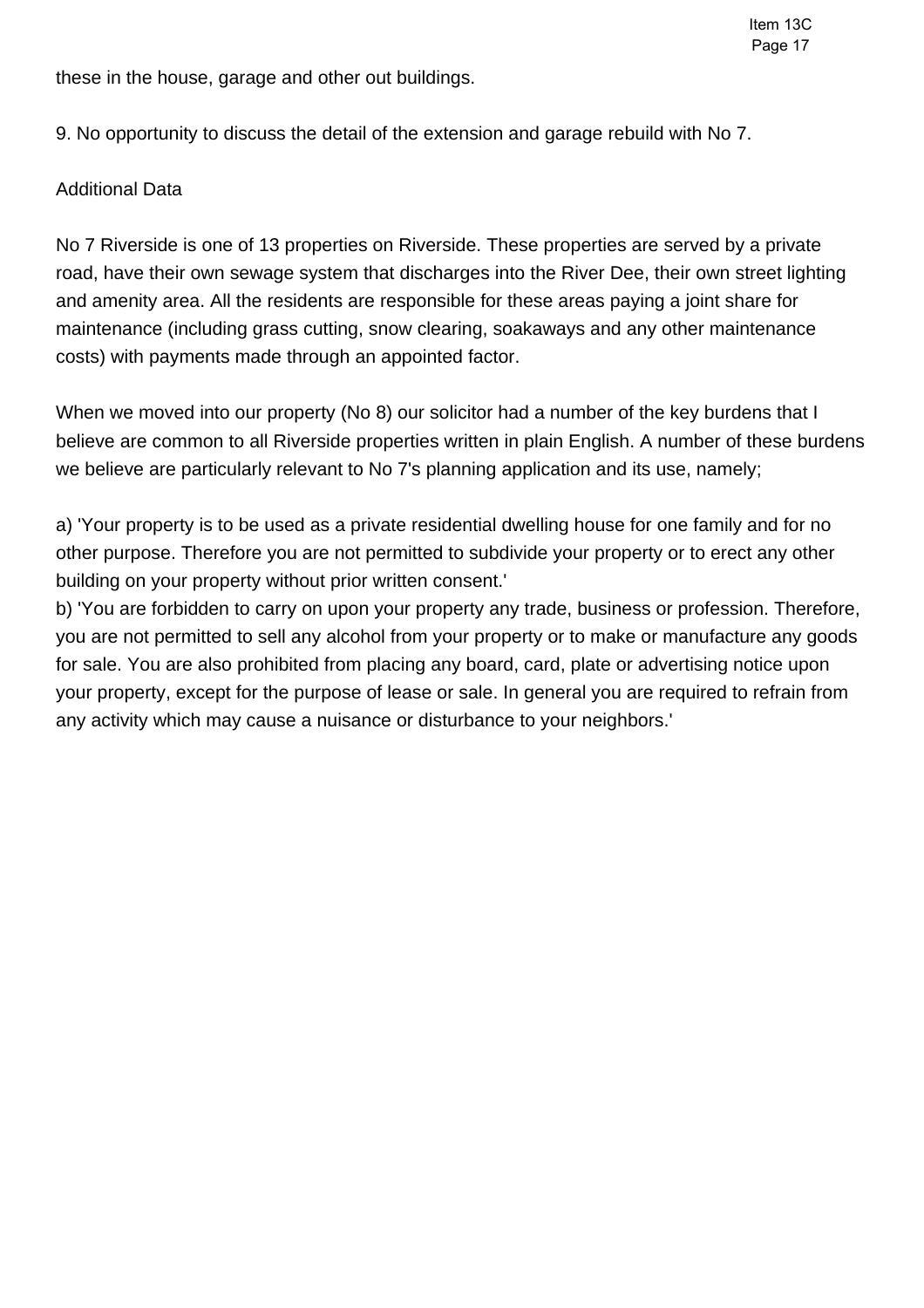these in the house, garage and other out buildings.

9. No opportunity to discuss the detail of the extension and garage rebuild with No 7.

Additional Data

No 7 Riverside is one of 13 properties on Riverside. These properties are served by a private road, have their own sewage system that discharges into the River Dee, their own street lighting and amenity area. All the residents are responsible for these areas paying a joint share for maintenance (including grass cutting, snow clearing, soakaways and any other maintenance costs) with payments made through an appointed factor.

When we moved into our property (No 8) our solicitor had a number of the key burdens that I believe are common to all Riverside properties written in plain English. A number of these burdens we believe are particularly relevant to No 7's planning application and its use, namely;

a) 'Your property is to be used as a private residential dwelling house for one family and for no other purpose. Therefore you are not permitted to subdivide your property or to erect any other building on your property without prior written consent.'
b) 'You are forbidden to carry on upon your property any trade, business or profession. Therefore, you are not permitted to sell any alcohol from your property or to make or manufacture any goods for sale. You are also prohibited from placing any board, card, plate or advertising notice upon your property, except for the purpose of lease or sale. In general you are required to refrain from any activity which may cause a nuisance or disturbance to your neighbors.'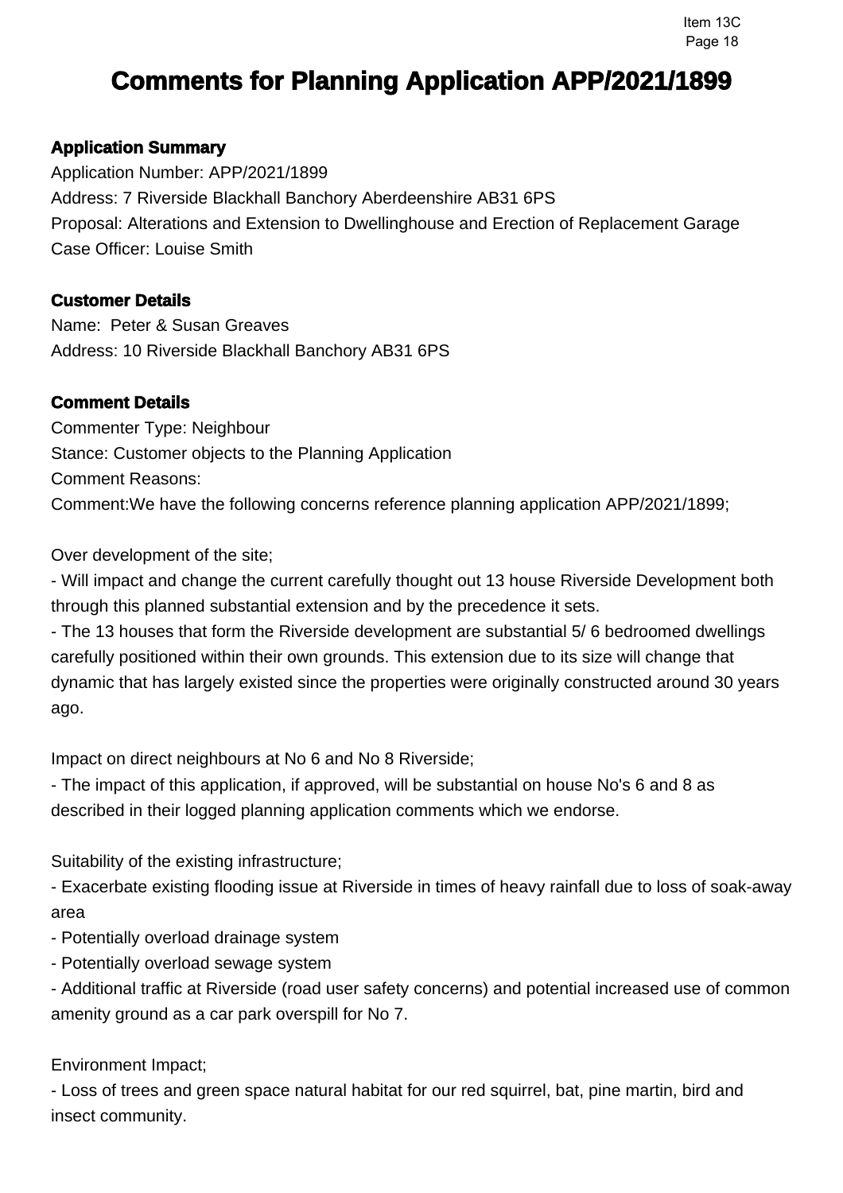# Comments for Planning Application APP/2021/1899

### Application Summary

Application Number: APP/2021/1899
Address: 7 Riverside Blackhall Banchory Aberdeenshire AB31 6PS
Proposal: Alterations and Extension to Dwellinghouse and Erection of Replacement Garage
Case Officer: Louise Smith

### Customer Details

Name: Peter & Susan Greaves
Address: 10 Riverside Blackhall Banchory AB31 6PS

### Comment Details

Commenter Type: Neighbour
Stance: Customer objects to the Planning Application
Comment Reasons:
Comment:We have the following concerns reference planning application APP/2021/1899;

Over development of the site;
- Will impact and change the current carefully thought out 13 house Riverside Development both through this planned substantial extension and by the precedence it sets.
- The 13 houses that form the Riverside development are substantial 5/ 6 bedroomed dwellings carefully positioned within their own grounds. This extension due to its size will change that dynamic that has largely existed since the properties were originally constructed around 30 years ago.

Impact on direct neighbours at No 6 and No 8 Riverside;
- The impact of this application, if approved, will be substantial on house No's 6 and 8 as described in their logged planning application comments which we endorse.

Suitability of the existing infrastructure;
- Exacerbate existing flooding issue at Riverside in times of heavy rainfall due to loss of soak-away area
- Potentially overload drainage system
- Potentially overload sewage system
- Additional traffic at Riverside (road user safety concerns) and potential increased use of common amenity ground as a car park overspill for No 7.

Environment Impact;
- Loss of trees and green space natural habitat for our red squirrel, bat, pine martin, bird and insect community.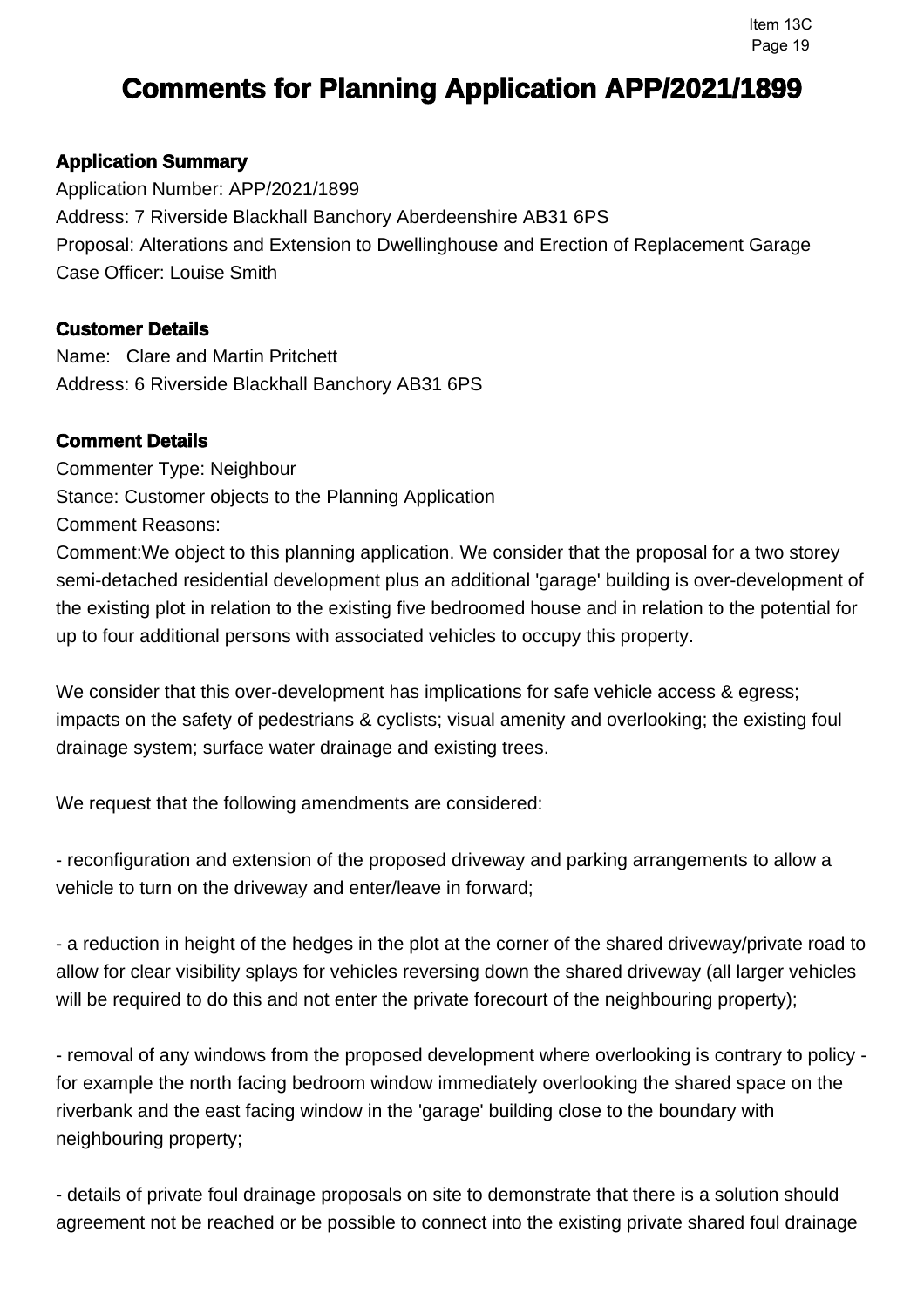# Comments for Planning Application APP/2021/1899

### Application Summary

Application Number: APP/2021/1899
Address: 7 Riverside Blackhall Banchory Aberdeenshire AB31 6PS
Proposal: Alterations and Extension to Dwellinghouse and Erection of Replacement Garage
Case Officer: Louise Smith

### Customer Details

Name: Clare and Martin Pritchett
Address: 6 Riverside Blackhall Banchory AB31 6PS

### Comment Details

Commenter Type: Neighbour
Stance: Customer objects to the Planning Application
Comment Reasons:
Comment:We object to this planning application. We consider that the proposal for a two storey semi-detached residential development plus an additional 'garage' building is over-development of the existing plot in relation to the existing five bedroomed house and in relation to the potential for up to four additional persons with associated vehicles to occupy this property.

We consider that this over-development has implications for safe vehicle access & egress; impacts on the safety of pedestrians & cyclists; visual amenity and overlooking; the existing foul drainage system; surface water drainage and existing trees.

We request that the following amendments are considered:

- reconfiguration and extension of the proposed driveway and parking arrangements to allow a vehicle to turn on the driveway and enter/leave in forward;

- a reduction in height of the hedges in the plot at the corner of the shared driveway/private road to allow for clear visibility splays for vehicles reversing down the shared driveway (all larger vehicles will be required to do this and not enter the private forecourt of the neighbouring property);

- removal of any windows from the proposed development where overlooking is contrary to policy - for example the north facing bedroom window immediately overlooking the shared space on the riverbank and the east facing window in the 'garage' building close to the boundary with neighbouring property;

- details of private foul drainage proposals on site to demonstrate that there is a solution should agreement not be reached or be possible to connect into the existing private shared foul drainage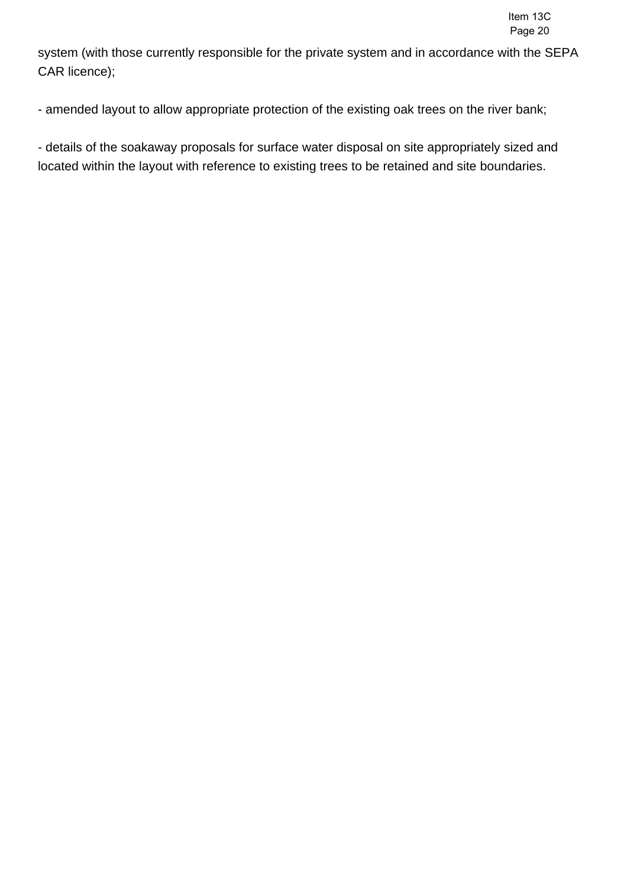system (with those currently responsible for the private system and in accordance with the SEPA CAR licence);

- amended layout to allow appropriate protection of the existing oak trees on the river bank;

- details of the soakaway proposals for surface water disposal on site appropriately sized and located within the layout with reference to existing trees to be retained and site boundaries.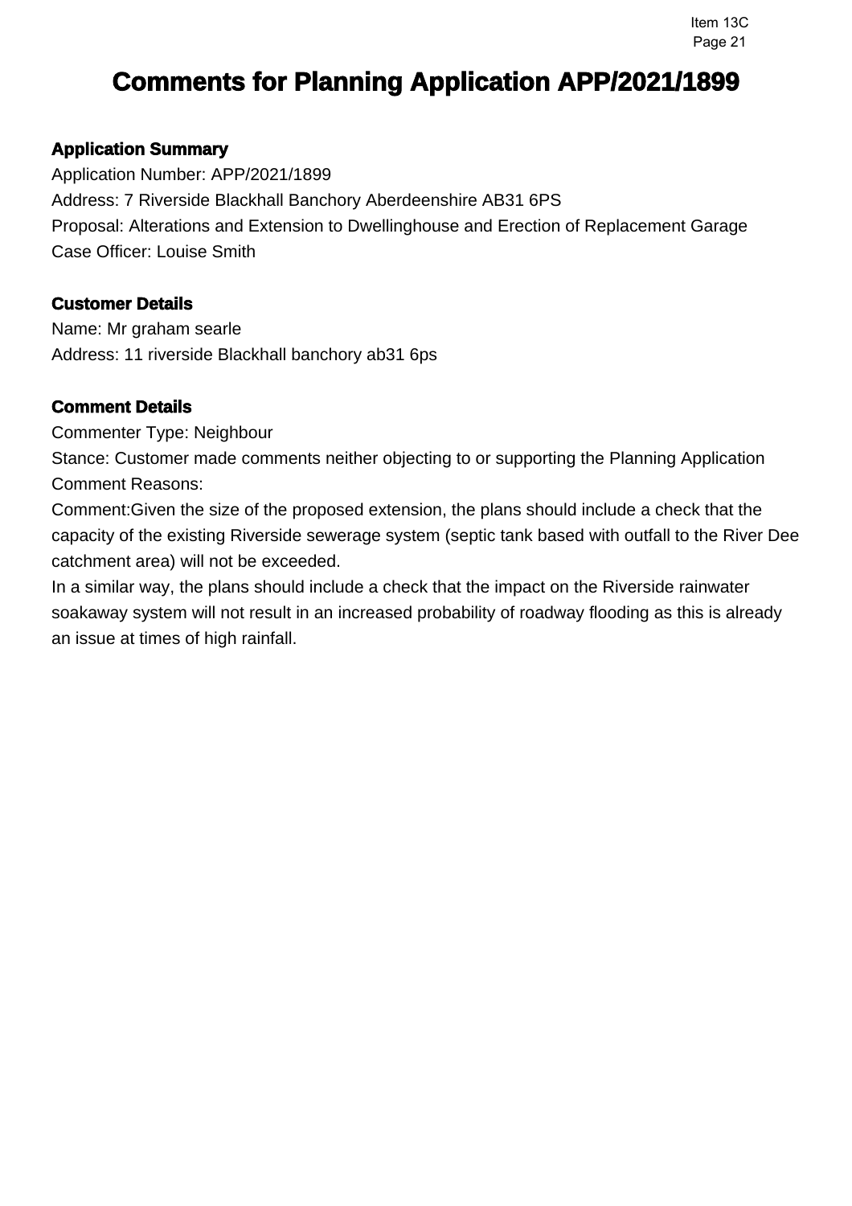# Comments for Planning Application APP/2021/1899

## Application Summary

Application Number: APP/2021/1899
Address: 7 Riverside Blackhall Banchory Aberdeenshire AB31 6PS
Proposal: Alterations and Extension to Dwellinghouse and Erection of Replacement Garage
Case Officer: Louise Smith

## Customer Details

Name: Mr graham searle
Address: 11 riverside Blackhall banchory ab31 6ps

## Comment Details

Commenter Type: Neighbour
Stance: Customer made comments neither objecting to or supporting the Planning Application
Comment Reasons:
Comment:Given the size of the proposed extension, the plans should include a check that the capacity of the existing Riverside sewerage system (septic tank based with outfall to the River Dee catchment area) will not be exceeded.
In a similar way, the plans should include a check that the impact on the Riverside rainwater soakaway system will not result in an increased probability of roadway flooding as this is already an issue at times of high rainfall.